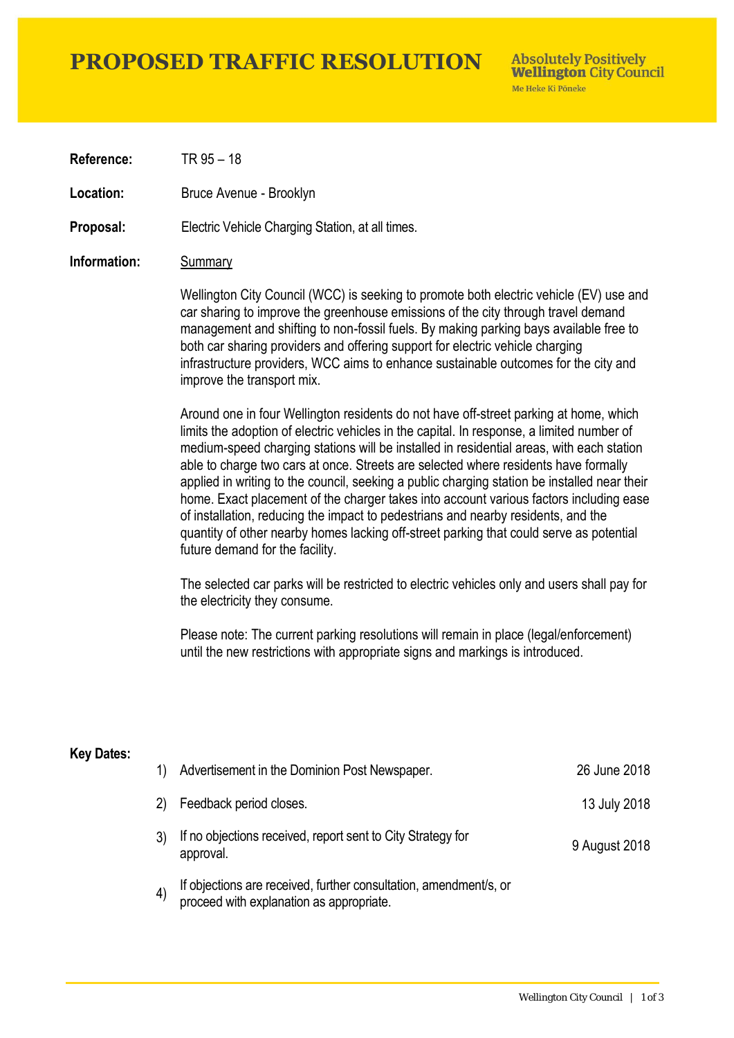# PROPOSED TRAFFIC RESOLUTION

Absolutely Positively **Wellington** City Council
Me Heke Ki Pōneke

**Reference:** TR 95 – 18

**Location:** Bruce Avenue - Brooklyn

**Proposal:** Electric Vehicle Charging Station, at all times.

**Information:** Summary

Wellington City Council (WCC) is seeking to promote both electric vehicle (EV) use and car sharing to improve the greenhouse emissions of the city through travel demand management and shifting to non-fossil fuels. By making parking bays available free to both car sharing providers and offering support for electric vehicle charging infrastructure providers, WCC aims to enhance sustainable outcomes for the city and improve the transport mix.

Around one in four Wellington residents do not have off-street parking at home, which limits the adoption of electric vehicles in the capital. In response, a limited number of medium-speed charging stations will be installed in residential areas, with each station able to charge two cars at once. Streets are selected where residents have formally applied in writing to the council, seeking a public charging station be installed near their home. Exact placement of the charger takes into account various factors including ease of installation, reducing the impact to pedestrians and nearby residents, and the quantity of other nearby homes lacking off-street parking that could serve as potential future demand for the facility.

The selected car parks will be restricted to electric vehicles only and users shall pay for the electricity they consume.

Please note: The current parking resolutions will remain in place (legal/enforcement) until the new restrictions with appropriate signs and markings is introduced.

**Key Dates:**

1) Advertisement in the Dominion Post Newspaper. — 26 June 2018
2) Feedback period closes. — 13 July 2018
3) If no objections received, report sent to City Strategy for approval. — 9 August 2018
4) If objections are received, further consultation, amendment/s, or proceed with explanation as appropriate.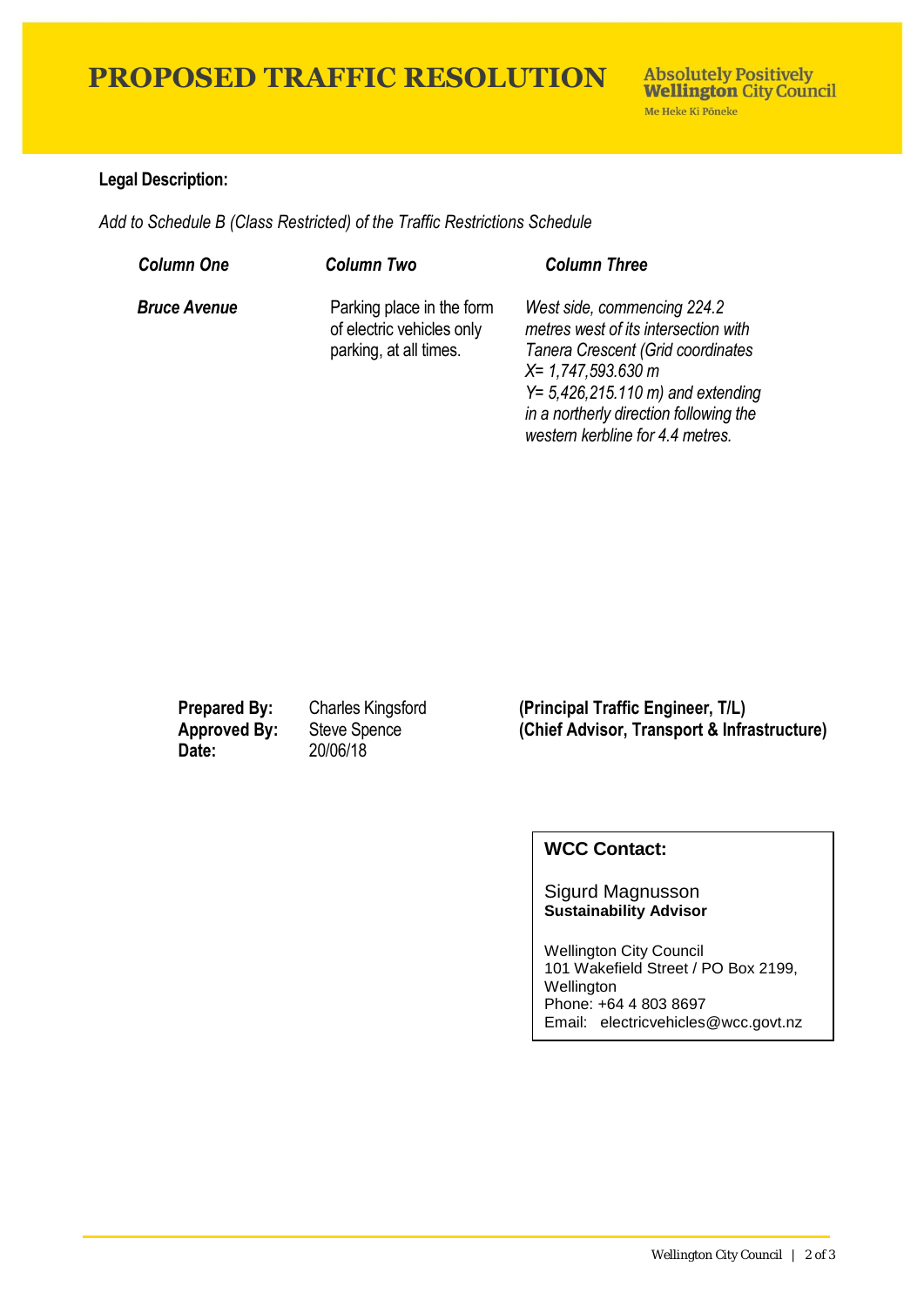# PROPOSED TRAFFIC RESOLUTION

**Absolutely Positively Wellington City Council**
Me Heke Ki Pōneke

**Legal Description:**

*Add to Schedule B (Class Restricted) of the Traffic Restrictions Schedule*

| *Column One* | *Column Two* | *Column Three* |
| --- | --- | --- |
| ***Bruce Avenue*** | Parking place in the form of electric vehicles only parking, at all times. | *West side, commencing 224.2 metres west of its intersection with Tanera Crescent (Grid coordinates X= 1,747,593.630 m Y= 5,426,215.110 m) and extending in a northerly direction following the western kerbline for 4.4 metres.* |

**Prepared By:** Charles Kingsford **(Principal Traffic Engineer, T/L)**
**Approved By:** Steve Spence **(Chief Advisor, Transport & Infrastructure)**
**Date:** 20/06/18

**WCC Contact:**

Sigurd Magnusson
**Sustainability Advisor**

Wellington City Council
101 Wakefield Street / PO Box 2199, Wellington
Phone: +64 4 803 8697
Email: electricvehicles@wcc.govt.nz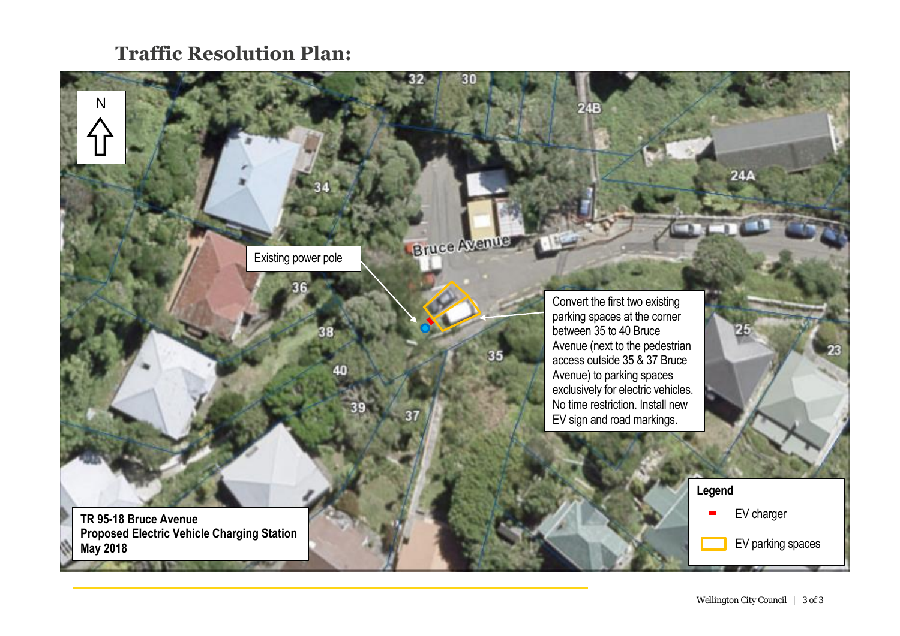## Traffic Resolution Plan:

N

32
30
24B
24A
34
36
38
40
39
37
35
25
23

Bruce Avenue

Existing power pole

Convert the first two existing parking spaces at the corner between 35 to 40 Bruce Avenue (next to the pedestrian access outside 35 & 37 Bruce Avenue) to parking spaces exclusively for electric vehicles. No time restriction. Install new EV sign and road markings.

**Legend**

EV charger

EV parking spaces

**TR 95-18 Bruce Avenue**
**Proposed Electric Vehicle Charging Station**
**May 2018**